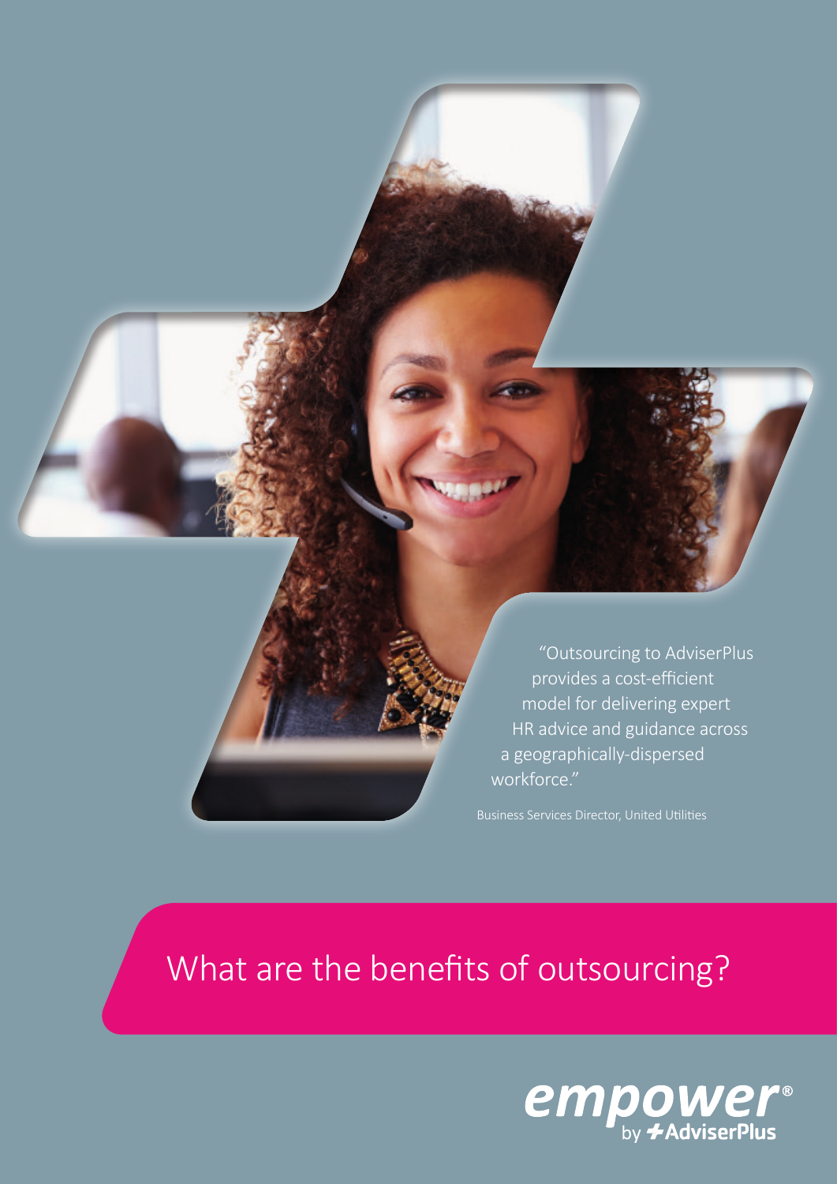"Outsourcing to AdviserPlus provides a cost-efficient model for delivering expert HR advice and guidance across a geographically-dispersed workforce."

Business Services Director, United Utilities

# What are the benefits of outsourcing?

empower® by AdviserPlus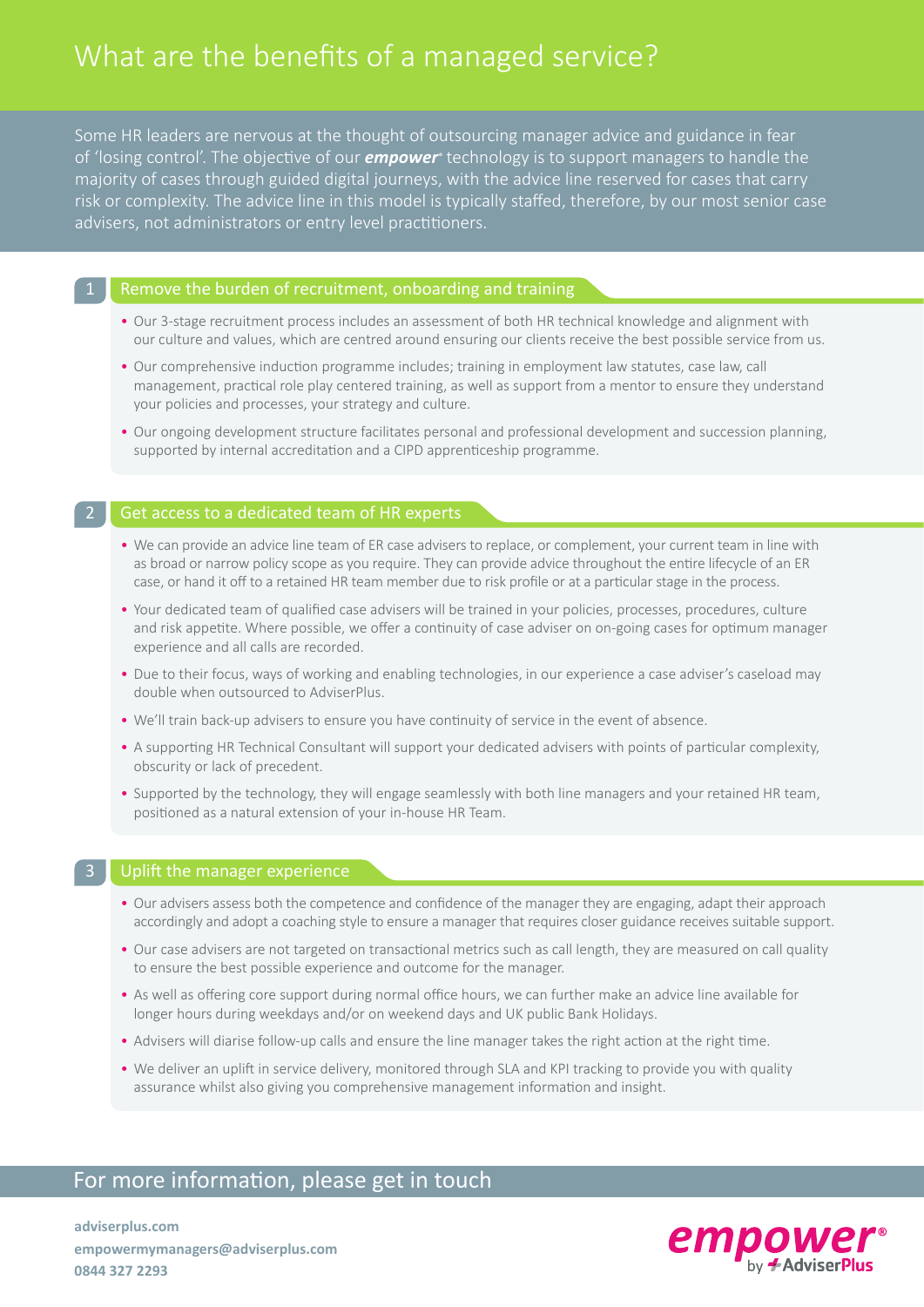# What are the benefits of a managed service?

Some HR leaders are nervous at the thought of outsourcing manager advice and guidance in fear of 'losing control'. The objective of our ***empower*** technology is to support managers to handle the majority of cases through guided digital journeys, with the advice line reserved for cases that carry risk or complexity. The advice line in this model is typically staffed, therefore, by our most senior case advisers, not administrators or entry level practitioners.

## 1 Remove the burden of recruitment, onboarding and training

- Our 3-stage recruitment process includes an assessment of both HR technical knowledge and alignment with our culture and values, which are centred around ensuring our clients receive the best possible service from us.
- Our comprehensive induction programme includes; training in employment law statutes, case law, call management, practical role play centered training, as well as support from a mentor to ensure they understand your policies and processes, your strategy and culture.
- Our ongoing development structure facilitates personal and professional development and succession planning, supported by internal accreditation and a CIPD apprenticeship programme.

## 2 Get access to a dedicated team of HR experts

- We can provide an advice line team of ER case advisers to replace, or complement, your current team in line with as broad or narrow policy scope as you require. They can provide advice throughout the entire lifecycle of an ER case, or hand it off to a retained HR team member due to risk profile or at a particular stage in the process.
- Your dedicated team of qualified case advisers will be trained in your policies, processes, procedures, culture and risk appetite. Where possible, we offer a continuity of case adviser on on-going cases for optimum manager experience and all calls are recorded.
- Due to their focus, ways of working and enabling technologies, in our experience a case adviser's caseload may double when outsourced to AdviserPlus.
- We'll train back-up advisers to ensure you have continuity of service in the event of absence.
- A supporting HR Technical Consultant will support your dedicated advisers with points of particular complexity, obscurity or lack of precedent.
- Supported by the technology, they will engage seamlessly with both line managers and your retained HR team, positioned as a natural extension of your in-house HR Team.

## 3 Uplift the manager experience

- Our advisers assess both the competence and confidence of the manager they are engaging, adapt their approach accordingly and adopt a coaching style to ensure a manager that requires closer guidance receives suitable support.
- Our case advisers are not targeted on transactional metrics such as call length, they are measured on call quality to ensure the best possible experience and outcome for the manager.
- As well as offering core support during normal office hours, we can further make an advice line available for longer hours during weekdays and/or on weekend days and UK public Bank Holidays.
- Advisers will diarise follow-up calls and ensure the line manager takes the right action at the right time.
- We deliver an uplift in service delivery, monitored through SLA and KPI tracking to provide you with quality assurance whilst also giving you comprehensive management information and insight.

## For more information, please get in touch

**adviserplus.com**
**empowermymanagers@adviserplus.com**
**0844 327 2293**

empower® by AdviserPlus